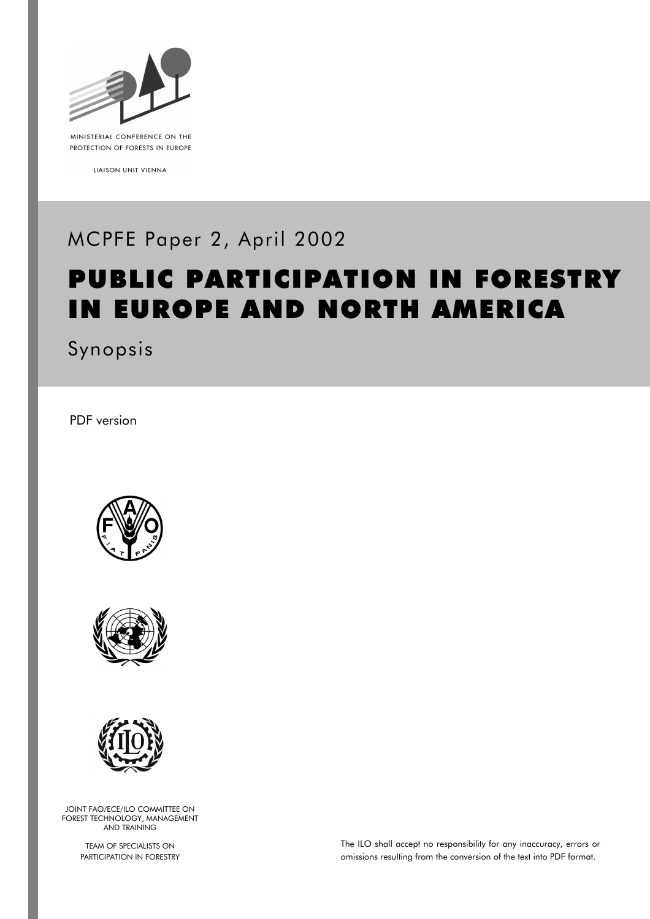MINISTERIAL CONFERENCE ON THE PROTECTION OF FORESTS IN EUROPE

LIAISON UNIT VIENNA

MCPFE Paper 2, April 2002

# PUBLIC PARTICIPATION IN FORESTRY IN EUROPE AND NORTH AMERICA

Synopsis

PDF version

JOINT FAO/ECE/ILO COMMITTEE ON FOREST TECHNOLOGY, MANAGEMENT AND TRAINING

TEAM OF SPECIALISTS ON PARTICIPATION IN FORESTRY

The ILO shall accept no responsibility for any inaccuracy, errors or omissions resulting from the conversion of the text into PDF format.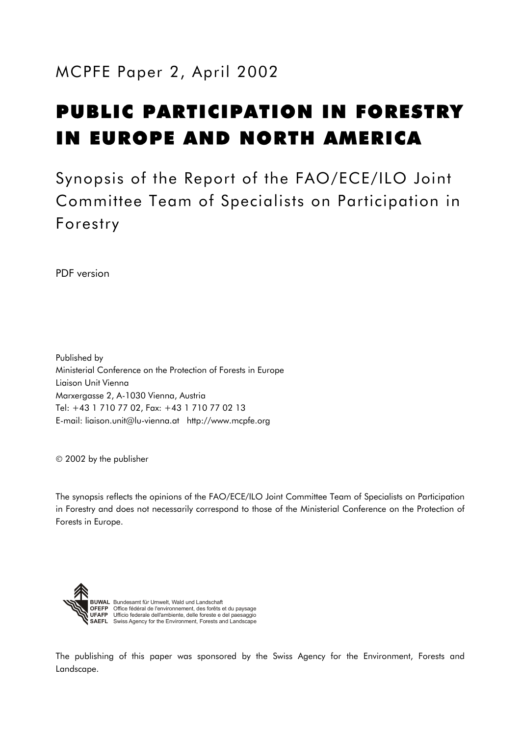MCPFE Paper 2, April 2002

# PUBLIC PARTICIPATION IN FORESTRY IN EUROPE AND NORTH AMERICA

Synopsis of the Report of the FAO/ECE/ILO Joint Committee Team of Specialists on Participation in Forestry

PDF version

Published by
Ministerial Conference on the Protection of Forests in Europe
Liaison Unit Vienna
Marxergasse 2, A-1030 Vienna, Austria
Tel: +43 1 710 77 02, Fax: +43 1 710 77 02 13
E-mail: liaison.unit@lu-vienna.at http://www.mcpfe.org

© 2002 by the publisher

The synopsis reflects the opinions of the FAO/ECE/ILO Joint Committee Team of Specialists on Participation in Forestry and does not necessarily correspond to those of the Ministerial Conference on the Protection of Forests in Europe.

**BUWAL** Bundesamt für Umwelt, Wald und Landschaft
**OFEFP** Office fédéral de l'environnement, des forêts et du paysage
**UFAFP** Ufficio federale dell'ambiente, delle foreste e del paesaggio
**SAEFL** Swiss Agency for the Environment, Forests and Landscape

The publishing of this paper was sponsored by the Swiss Agency for the Environment, Forests and Landscape.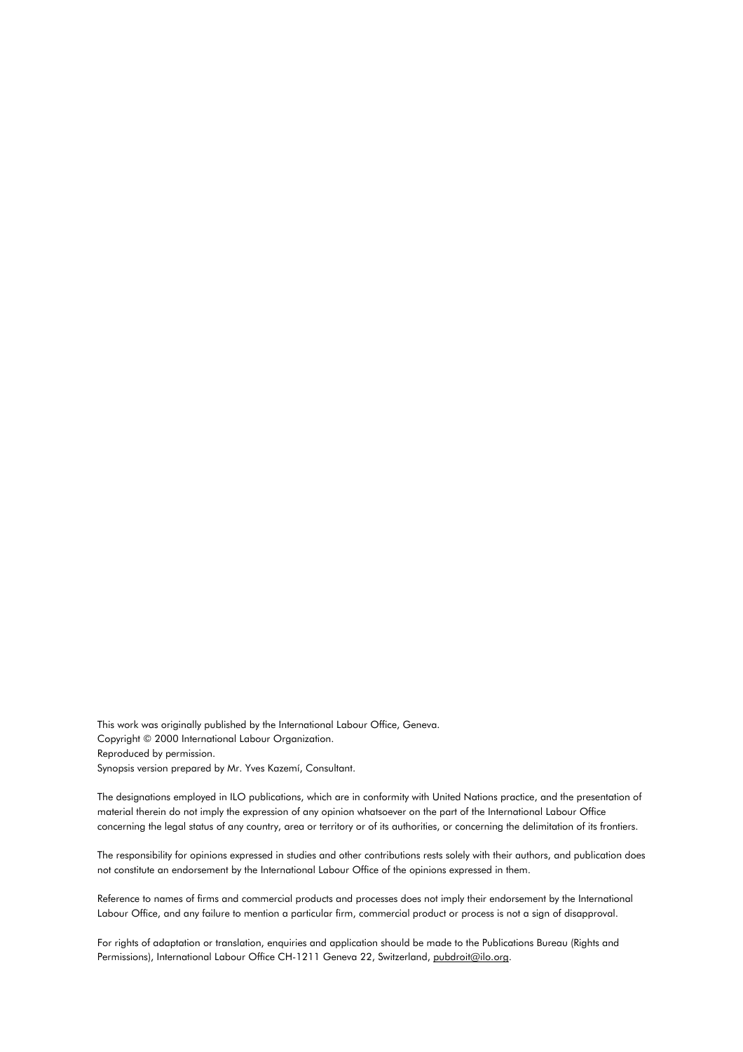This work was originally published by the International Labour Office, Geneva.
Copyright © 2000 International Labour Organization.
Reproduced by permission.
Synopsis version prepared by Mr. Yves Kazemí, Consultant.

The designations employed in ILO publications, which are in conformity with United Nations practice, and the presentation of material therein do not imply the expression of any opinion whatsoever on the part of the International Labour Office concerning the legal status of any country, area or territory or of its authorities, or concerning the delimitation of its frontiers.

The responsibility for opinions expressed in studies and other contributions rests solely with their authors, and publication does not constitute an endorsement by the International Labour Office of the opinions expressed in them.

Reference to names of firms and commercial products and processes does not imply their endorsement by the International Labour Office, and any failure to mention a particular firm, commercial product or process is not a sign of disapproval.

For rights of adaptation or translation, enquiries and application should be made to the Publications Bureau (Rights and Permissions), International Labour Office CH-1211 Geneva 22, Switzerland, pubdroit@ilo.org.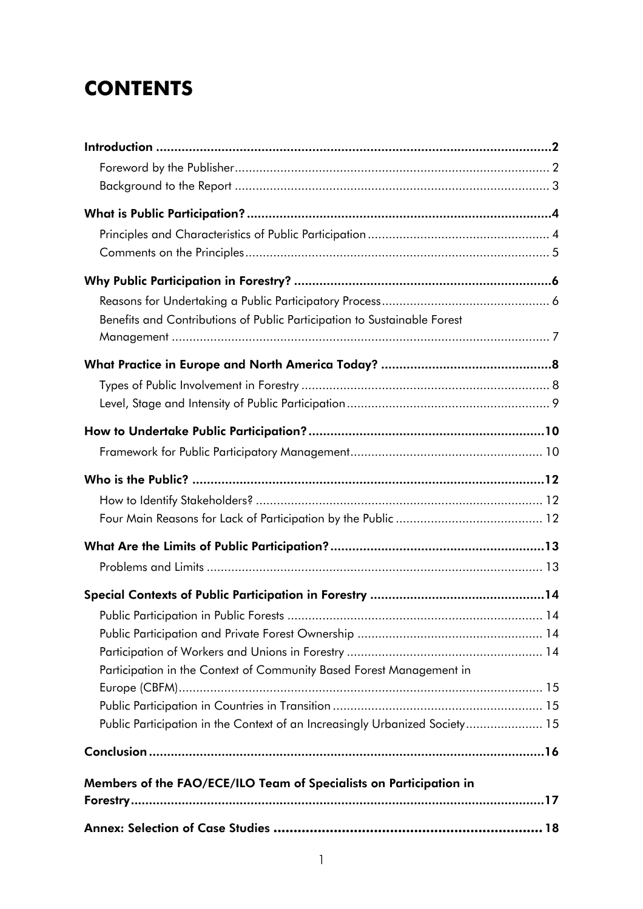# CONTENTS

**Introduction ..... 2**

- Foreword by the Publisher ..... 2
- Background to the Report ..... 3

**What is Public Participation? ..... 4**

- Principles and Characteristics of Public Participation ..... 4
- Comments on the Principles ..... 5

**Why Public Participation in Forestry? ..... 6**

- Reasons for Undertaking a Public Participatory Process ..... 6
- Benefits and Contributions of Public Participation to Sustainable Forest Management ..... 7

**What Practice in Europe and North America Today? ..... 8**

- Types of Public Involvement in Forestry ..... 8
- Level, Stage and Intensity of Public Participation ..... 9

**How to Undertake Public Participation? ..... 10**

- Framework for Public Participatory Management ..... 10

**Who is the Public? ..... 12**

- How to Identify Stakeholders? ..... 12
- Four Main Reasons for Lack of Participation by the Public ..... 12

**What Are the Limits of Public Participation? ..... 13**

- Problems and Limits ..... 13

**Special Contexts of Public Participation in Forestry ..... 14**

- Public Participation in Public Forests ..... 14
- Public Participation and Private Forest Ownership ..... 14
- Participation of Workers and Unions in Forestry ..... 14
- Participation in the Context of Community Based Forest Management in Europe (CBFM) ..... 15
- Public Participation in Countries in Transition ..... 15
- Public Participation in the Context of an Increasingly Urbanized Society ..... 15

**Conclusion ..... 16**

**Members of the FAO/ECE/ILO Team of Specialists on Participation in Forestry ..... 17**

**Annex: Selection of Case Studies ..... 18**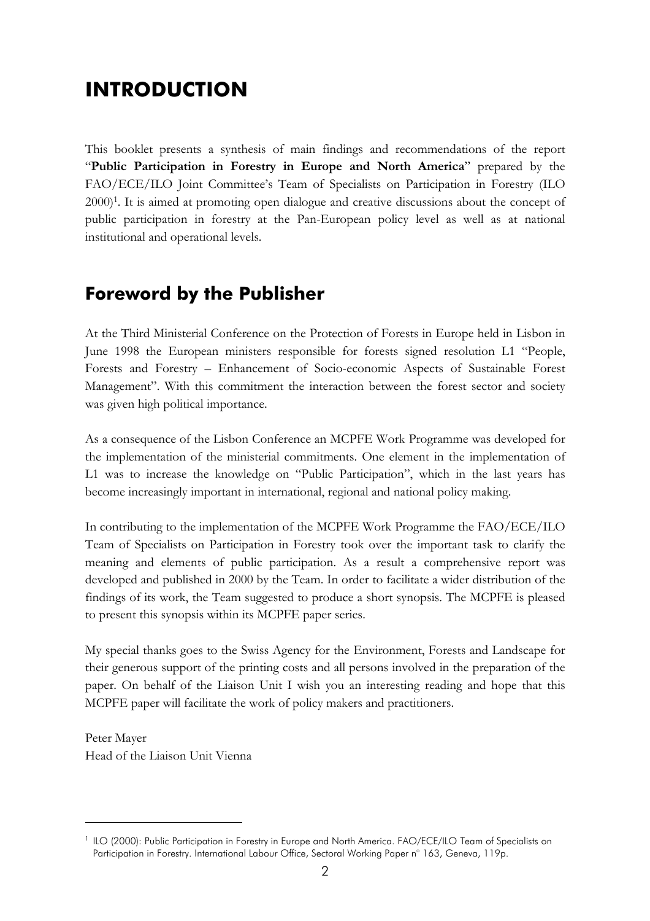# INTRODUCTION

This booklet presents a synthesis of main findings and recommendations of the report "**Public Participation in Forestry in Europe and North America**" prepared by the FAO/ECE/ILO Joint Committee's Team of Specialists on Participation in Forestry (ILO 2000)[1]. It is aimed at promoting open dialogue and creative discussions about the concept of public participation in forestry at the Pan-European policy level as well as at national institutional and operational levels.

## Foreword by the Publisher

At the Third Ministerial Conference on the Protection of Forests in Europe held in Lisbon in June 1998 the European ministers responsible for forests signed resolution L1 "People, Forests and Forestry – Enhancement of Socio-economic Aspects of Sustainable Forest Management". With this commitment the interaction between the forest sector and society was given high political importance.

As a consequence of the Lisbon Conference an MCPFE Work Programme was developed for the implementation of the ministerial commitments. One element in the implementation of L1 was to increase the knowledge on "Public Participation", which in the last years has become increasingly important in international, regional and national policy making.

In contributing to the implementation of the MCPFE Work Programme the FAO/ECE/ILO Team of Specialists on Participation in Forestry took over the important task to clarify the meaning and elements of public participation. As a result a comprehensive report was developed and published in 2000 by the Team. In order to facilitate a wider distribution of the findings of its work, the Team suggested to produce a short synopsis. The MCPFE is pleased to present this synopsis within its MCPFE paper series.

My special thanks goes to the Swiss Agency for the Environment, Forests and Landscape for their generous support of the printing costs and all persons involved in the preparation of the paper. On behalf of the Liaison Unit I wish you an interesting reading and hope that this MCPFE paper will facilitate the work of policy makers and practitioners.

Peter Mayer
Head of the Liaison Unit Vienna

---

[1] ILO (2000): Public Participation in Forestry in Europe and North America. FAO/ECE/ILO Team of Specialists on Participation in Forestry. International Labour Office, Sectoral Working Paper n° 163, Geneva, 119p.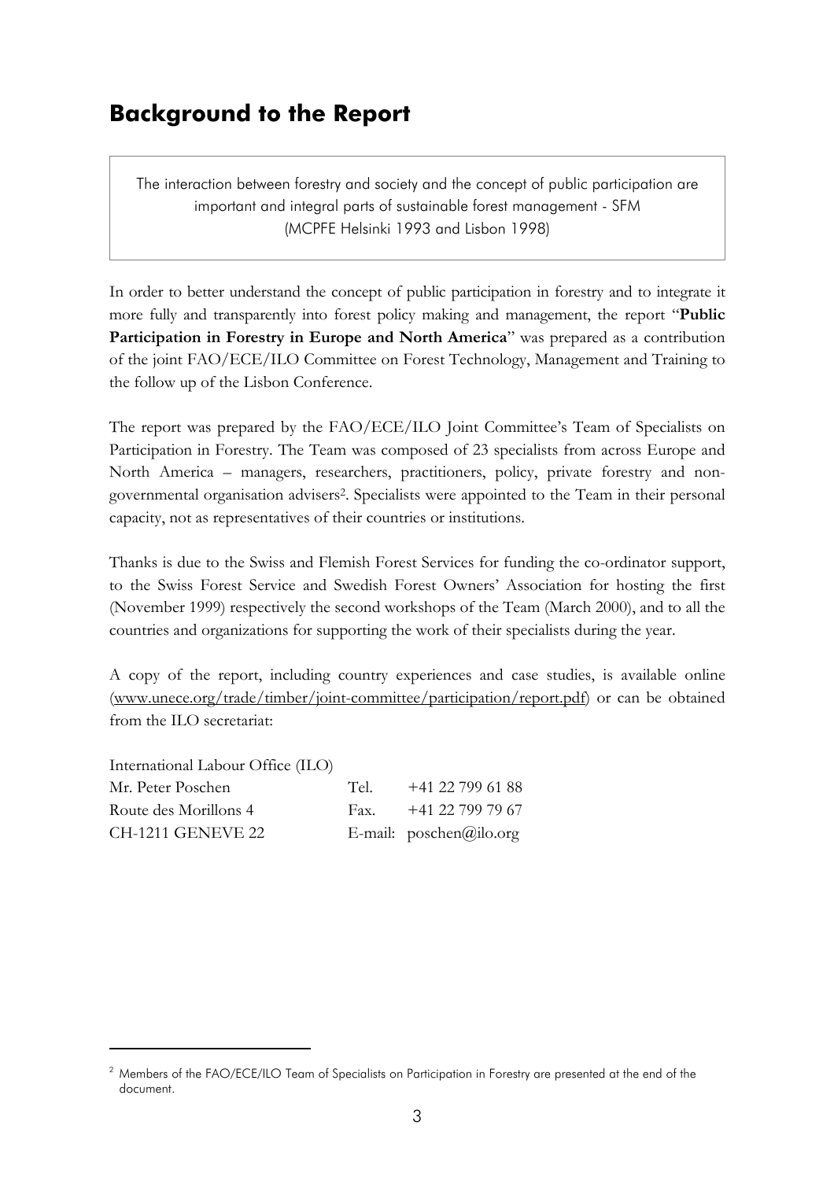# Background to the Report

> The interaction between forestry and society and the concept of public participation are important and integral parts of sustainable forest management - SFM
> (MCPFE Helsinki 1993 and Lisbon 1998)

In order to better understand the concept of public participation in forestry and to integrate it more fully and transparently into forest policy making and management, the report "**Public Participation in Forestry in Europe and North America**" was prepared as a contribution of the joint FAO/ECE/ILO Committee on Forest Technology, Management and Training to the follow up of the Lisbon Conference.

The report was prepared by the FAO/ECE/ILO Joint Committee's Team of Specialists on Participation in Forestry. The Team was composed of 23 specialists from across Europe and North America – managers, researchers, practitioners, policy, private forestry and non-governmental organisation advisers[2]. Specialists were appointed to the Team in their personal capacity, not as representatives of their countries or institutions.

Thanks is due to the Swiss and Flemish Forest Services for funding the co-ordinator support, to the Swiss Forest Service and Swedish Forest Owners' Association for hosting the first (November 1999) respectively the second workshops of the Team (March 2000), and to all the countries and organizations for supporting the work of their specialists during the year.

A copy of the report, including country experiences and case studies, is available online (www.unece.org/trade/timber/joint-committee/participation/report.pdf) or can be obtained from the ILO secretariat:

| | | |
|---|---|---|
| International Labour Office (ILO) | | |
| Mr. Peter Poschen | Tel. | +41 22 799 61 88 |
| Route des Morillons 4 | Fax. | +41 22 799 79 67 |
| CH-1211 GENEVE 22 | E-mail: | poschen@ilo.org |

---

[2] Members of the FAO/ECE/ILO Team of Specialists on Participation in Forestry are presented at the end of the document.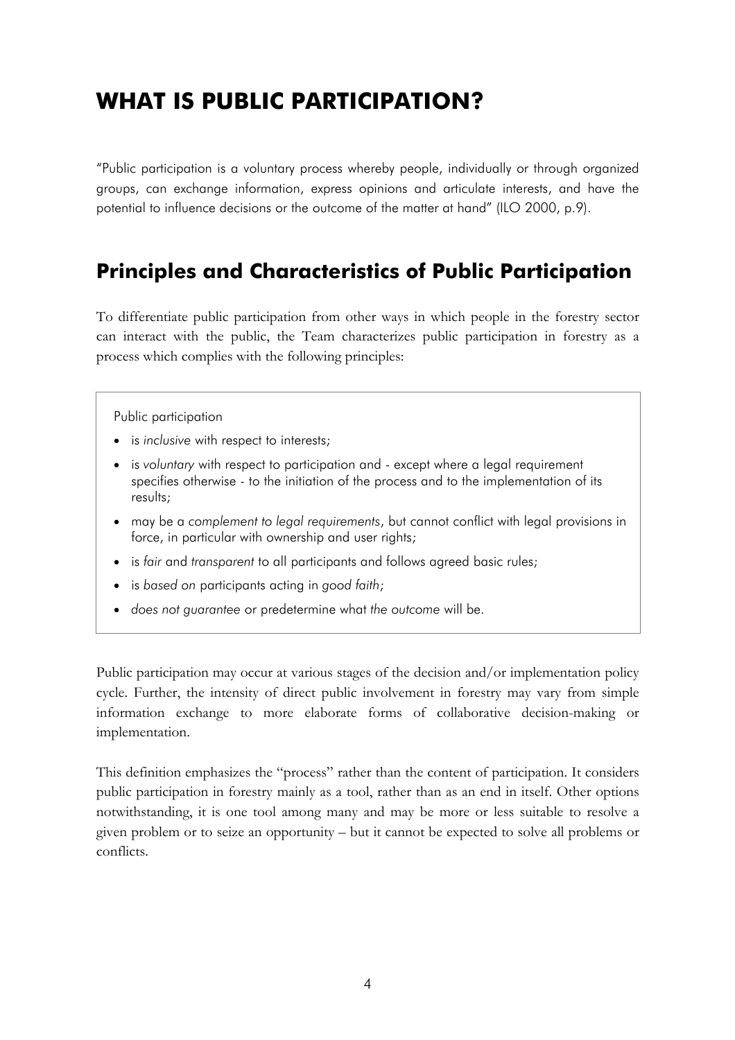# WHAT IS PUBLIC PARTICIPATION?

"Public participation is a voluntary process whereby people, individually or through organized groups, can exchange information, express opinions and articulate interests, and have the potential to influence decisions or the outcome of the matter at hand" (ILO 2000, p.9).

## Principles and Characteristics of Public Participation

To differentiate public participation from other ways in which people in the forestry sector can interact with the public, the Team characterizes public participation in forestry as a process which complies with the following principles:

Public participation

- is *inclusive* with respect to interests;
- is *voluntary* with respect to participation and - except where a legal requirement specifies otherwise - to the initiation of the process and to the implementation of its results;
- may be a *complement to legal requirements*, but cannot conflict with legal provisions in force, in particular with ownership and user rights;
- is *fair* and *transparent* to all participants and follows agreed basic rules;
- is *based on* participants acting in *good faith*;
- *does not guarantee* or predetermine what *the outcome* will be.

Public participation may occur at various stages of the decision and/or implementation policy cycle. Further, the intensity of direct public involvement in forestry may vary from simple information exchange to more elaborate forms of collaborative decision-making or implementation.

This definition emphasizes the "process" rather than the content of participation. It considers public participation in forestry mainly as a tool, rather than as an end in itself. Other options notwithstanding, it is one tool among many and may be more or less suitable to resolve a given problem or to seize an opportunity – but it cannot be expected to solve all problems or conflicts.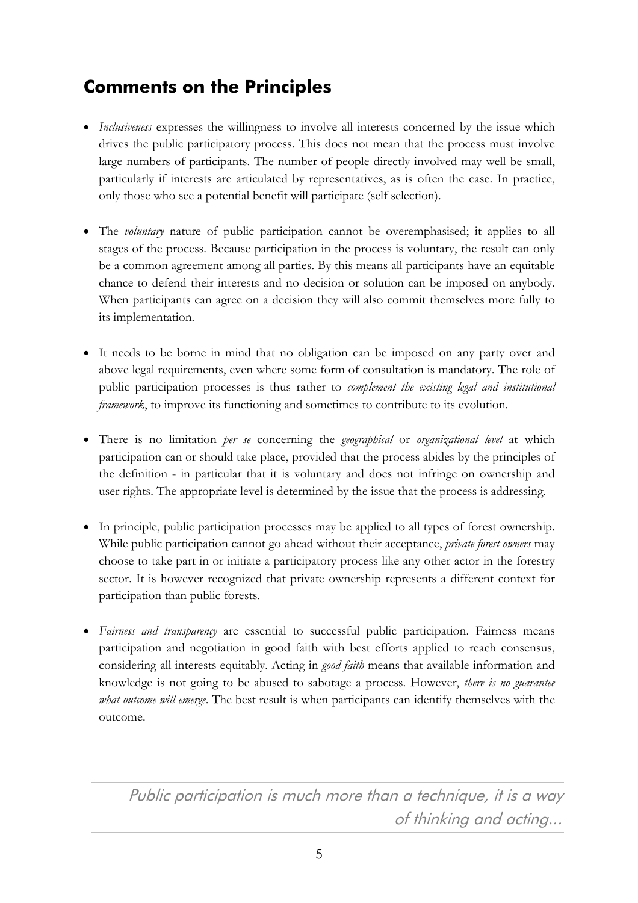## Comments on the Principles

- *Inclusiveness* expresses the willingness to involve all interests concerned by the issue which drives the public participatory process. This does not mean that the process must involve large numbers of participants. The number of people directly involved may well be small, particularly if interests are articulated by representatives, as is often the case. In practice, only those who see a potential benefit will participate (self selection).

- The *voluntary* nature of public participation cannot be overemphasised; it applies to all stages of the process. Because participation in the process is voluntary, the result can only be a common agreement among all parties. By this means all participants have an equitable chance to defend their interests and no decision or solution can be imposed on anybody. When participants can agree on a decision they will also commit themselves more fully to its implementation.

- It needs to be borne in mind that no obligation can be imposed on any party over and above legal requirements, even where some form of consultation is mandatory. The role of public participation processes is thus rather to *complement the existing legal and institutional framework*, to improve its functioning and sometimes to contribute to its evolution.

- There is no limitation *per se* concerning the *geographical* or *organizational level* at which participation can or should take place, provided that the process abides by the principles of the definition - in particular that it is voluntary and does not infringe on ownership and user rights. The appropriate level is determined by the issue that the process is addressing.

- In principle, public participation processes may be applied to all types of forest ownership. While public participation cannot go ahead without their acceptance, *private forest owners* may choose to take part in or initiate a participatory process like any other actor in the forestry sector. It is however recognized that private ownership represents a different context for participation than public forests.

- *Fairness and transparency* are essential to successful public participation. Fairness means participation and negotiation in good faith with best efforts applied to reach consensus, considering all interests equitably. Acting in *good faith* means that available information and knowledge is not going to be abused to sabotage a process. However, *there is no guarantee what outcome will emerge*. The best result is when participants can identify themselves with the outcome.

*Public participation is much more than a technique, it is a way of thinking and acting...*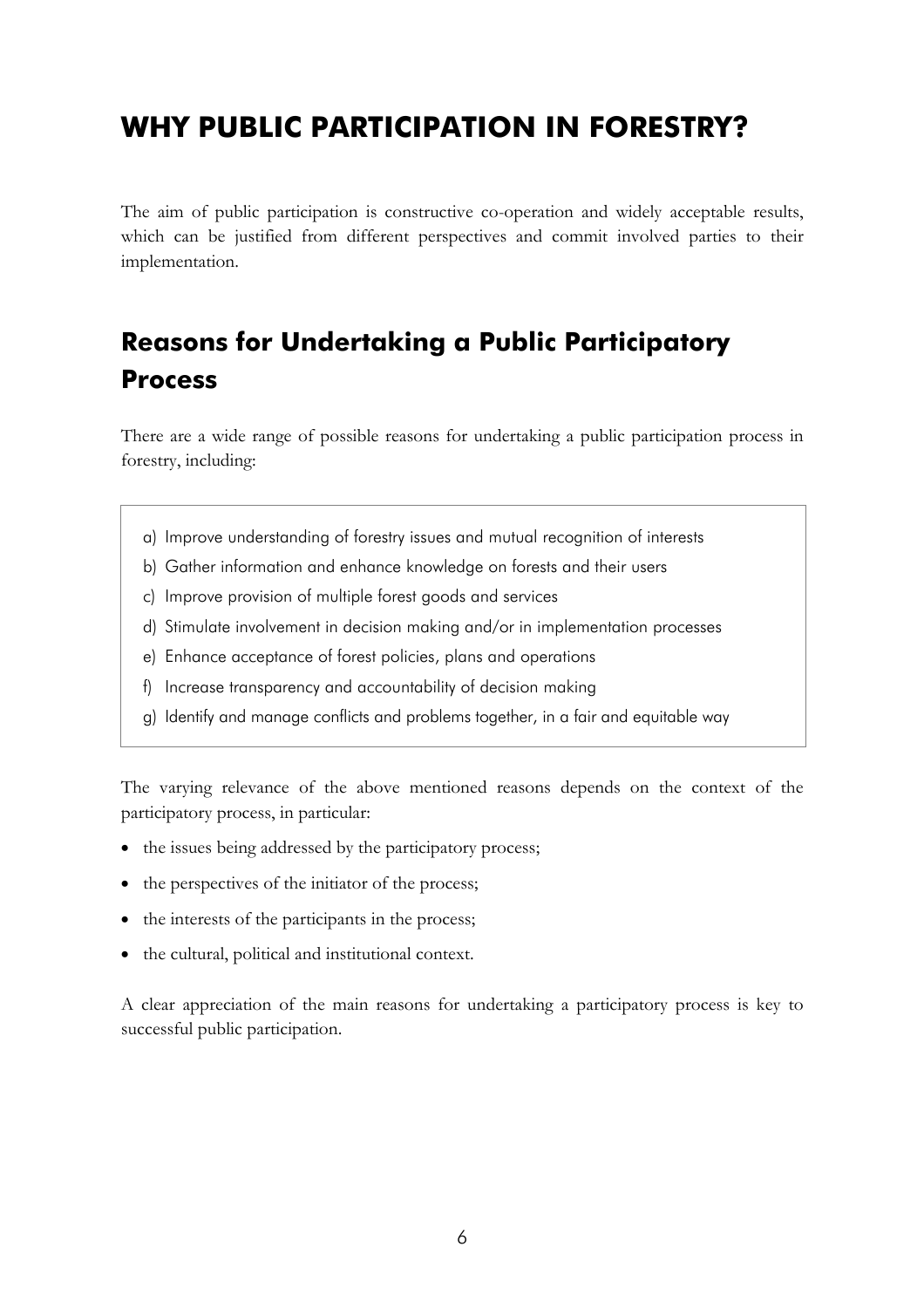# WHY PUBLIC PARTICIPATION IN FORESTRY?

The aim of public participation is constructive co-operation and widely acceptable results, which can be justified from different perspectives and commit involved parties to their implementation.

## Reasons for Undertaking a Public Participatory Process

There are a wide range of possible reasons for undertaking a public participation process in forestry, including:

a) Improve understanding of forestry issues and mutual recognition of interests
b) Gather information and enhance knowledge on forests and their users
c) Improve provision of multiple forest goods and services
d) Stimulate involvement in decision making and/or in implementation processes
e) Enhance acceptance of forest policies, plans and operations
f) Increase transparency and accountability of decision making
g) Identify and manage conflicts and problems together, in a fair and equitable way

The varying relevance of the above mentioned reasons depends on the context of the participatory process, in particular:

- the issues being addressed by the participatory process;
- the perspectives of the initiator of the process;
- the interests of the participants in the process;
- the cultural, political and institutional context.

A clear appreciation of the main reasons for undertaking a participatory process is key to successful public participation.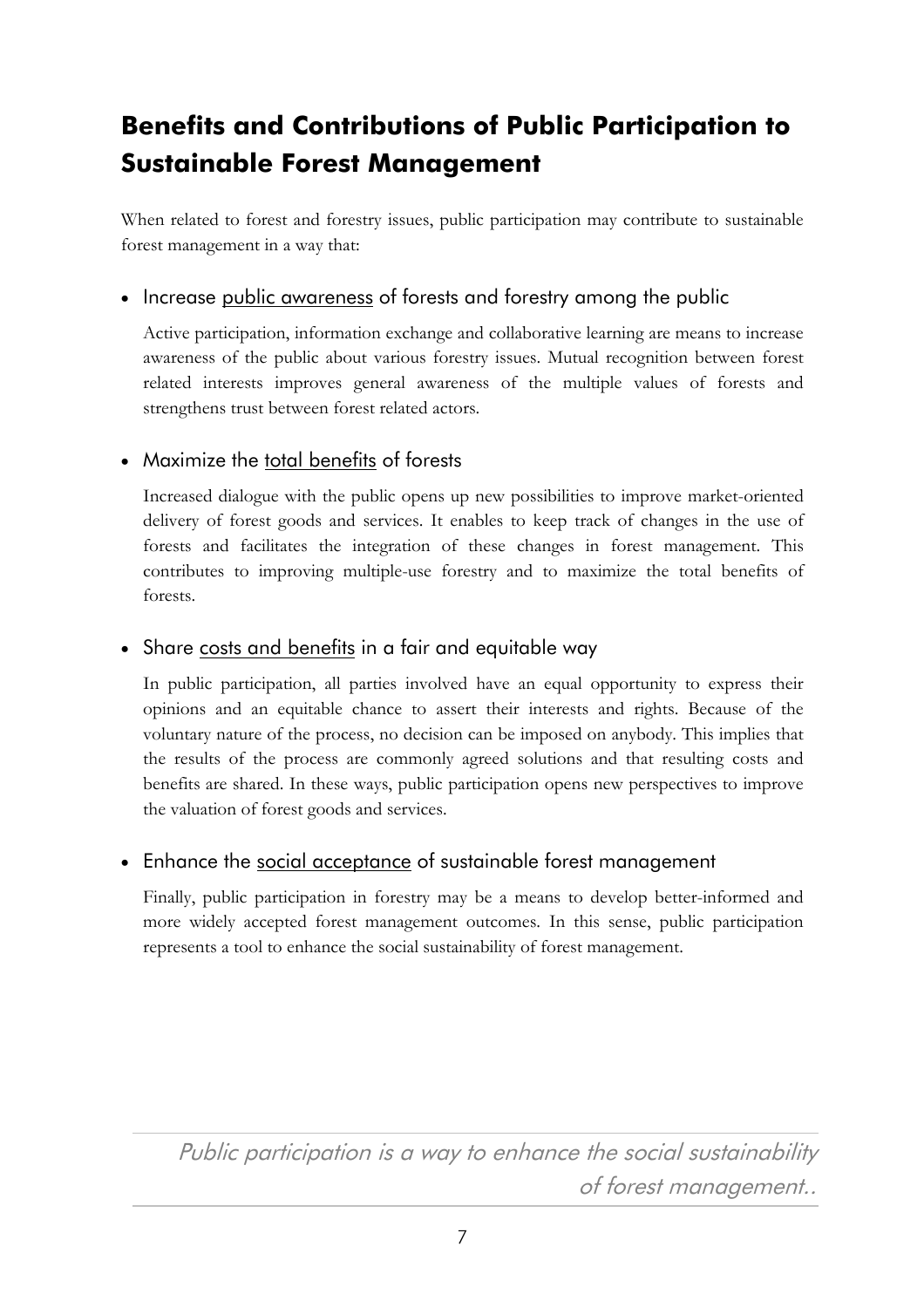# Benefits and Contributions of Public Participation to Sustainable Forest Management

When related to forest and forestry issues, public participation may contribute to sustainable forest management in a way that:

- Increase <u>public awareness</u> of forests and forestry among the public

  Active participation, information exchange and collaborative learning are means to increase awareness of the public about various forestry issues. Mutual recognition between forest related interests improves general awareness of the multiple values of forests and strengthens trust between forest related actors.

- Maximize the <u>total benefits</u> of forests

  Increased dialogue with the public opens up new possibilities to improve market-oriented delivery of forest goods and services. It enables to keep track of changes in the use of forests and facilitates the integration of these changes in forest management. This contributes to improving multiple-use forestry and to maximize the total benefits of forests.

- Share <u>costs and benefits</u> in a fair and equitable way

  In public participation, all parties involved have an equal opportunity to express their opinions and an equitable chance to assert their interests and rights. Because of the voluntary nature of the process, no decision can be imposed on anybody. This implies that the results of the process are commonly agreed solutions and that resulting costs and benefits are shared. In these ways, public participation opens new perspectives to improve the valuation of forest goods and services.

- Enhance the <u>social acceptance</u> of sustainable forest management

  Finally, public participation in forestry may be a means to develop better-informed and more widely accepted forest management outcomes. In this sense, public participation represents a tool to enhance the social sustainability of forest management.

---

*Public participation is a way to enhance the social sustainability of forest management..*

---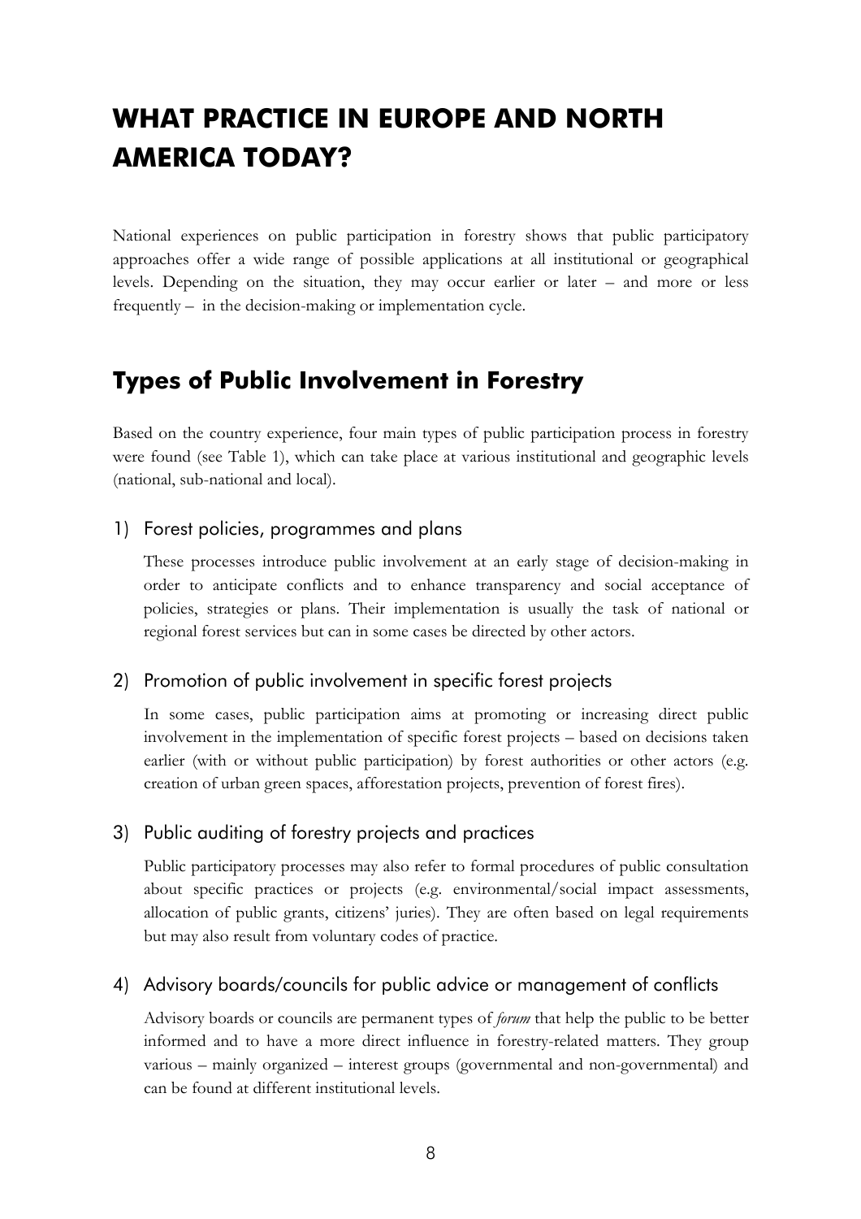# WHAT PRACTICE IN EUROPE AND NORTH AMERICA TODAY?

National experiences on public participation in forestry shows that public participatory approaches offer a wide range of possible applications at all institutional or geographical levels. Depending on the situation, they may occur earlier or later – and more or less frequently – in the decision-making or implementation cycle.

## Types of Public Involvement in Forestry

Based on the country experience, four main types of public participation process in forestry were found (see Table 1), which can take place at various institutional and geographic levels (national, sub-national and local).

### 1) Forest policies, programmes and plans

These processes introduce public involvement at an early stage of decision-making in order to anticipate conflicts and to enhance transparency and social acceptance of policies, strategies or plans. Their implementation is usually the task of national or regional forest services but can in some cases be directed by other actors.

### 2) Promotion of public involvement in specific forest projects

In some cases, public participation aims at promoting or increasing direct public involvement in the implementation of specific forest projects – based on decisions taken earlier (with or without public participation) by forest authorities or other actors (e.g. creation of urban green spaces, afforestation projects, prevention of forest fires).

### 3) Public auditing of forestry projects and practices

Public participatory processes may also refer to formal procedures of public consultation about specific practices or projects (e.g. environmental/social impact assessments, allocation of public grants, citizens' juries). They are often based on legal requirements but may also result from voluntary codes of practice.

### 4) Advisory boards/councils for public advice or management of conflicts

Advisory boards or councils are permanent types of *forum* that help the public to be better informed and to have a more direct influence in forestry-related matters. They group various – mainly organized – interest groups (governmental and non-governmental) and can be found at different institutional levels.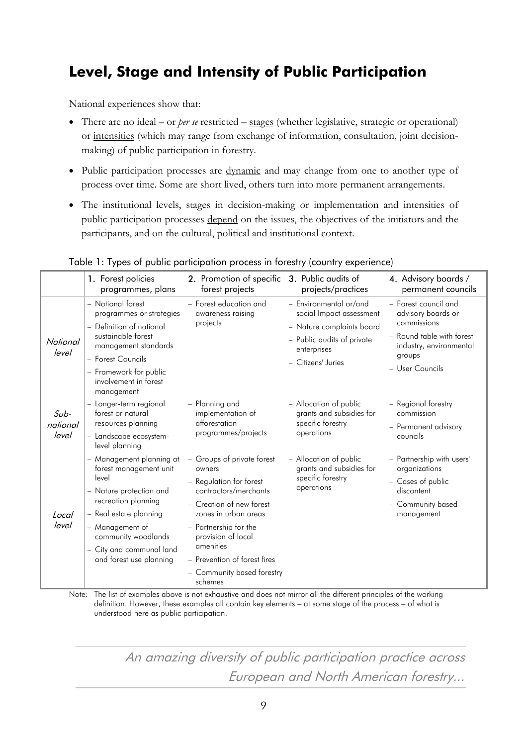## Level, Stage and Intensity of Public Participation

National experiences show that:

- There are no ideal – or *per se* restricted – stages (whether legislative, strategic or operational) or intensities (which may range from exchange of information, consultation, joint decision-making) of public participation in forestry.
- Public participation processes are dynamic and may change from one to another type of process over time. Some are short lived, others turn into more permanent arrangements.
- The institutional levels, stages in decision-making or implementation and intensities of public participation processes depend on the issues, the objectives of the initiators and the participants, and on the cultural, political and institutional context.

Table 1: Types of public participation process in forestry (country experience)

| | 1. Forest policies programmes, plans | 2. Promotion of specific forest projects | 3. Public audits of projects/practices | 4. Advisory boards / permanent councils |
|---|---|---|---|---|
| *National level* | – National forest programmes or strategies<br>– Definition of national sustainable forest management standards<br>– Forest Councils<br>– Framework for public involvement in forest management | – Forest education and awareness raising projects | – Environmental or/and social Impact assessment<br>– Nature complaints board<br>– Public audits of private enterprises<br>– Citizens' Juries | – Forest council and advisory boards or commissions<br>– Round table with forest industry, environmental groups<br>– User Councils |
| *Sub-national level* | – Longer-term regional forest or natural resources planning<br>– Landscape ecosystem-level planning | – Planning and implementation of afforestation programmes/projects | – Allocation of public grants and subsidies for specific forestry operations | – Regional forestry commission<br>– Permanent advisory councils |
| *Local level* | – Management planning at forest management unit level<br>– Nature protection and recreation planning<br>– Real estate planning<br>– Management of community woodlands<br>– City and communal land and forest use planning | – Groups of private forest owners<br>– Regulation for forest contractors/merchants<br>– Creation of new forest zones in urban areas<br>– Partnership for the provision of local amenities<br>– Prevention of forest fires<br>– Community based forestry schemes | – Allocation of public grants and subsidies for specific forestry operations | – Partnership with users' organizations<br>– Cases of public discontent<br>– Community based management |

Note: The list of examples above is not exhaustive and does not mirror all the different principles of the working definition. However, these examples all contain key elements – at some stage of the process – of what is understood here as public participation.

*An amazing diversity of public participation practice across European and North American forestry...*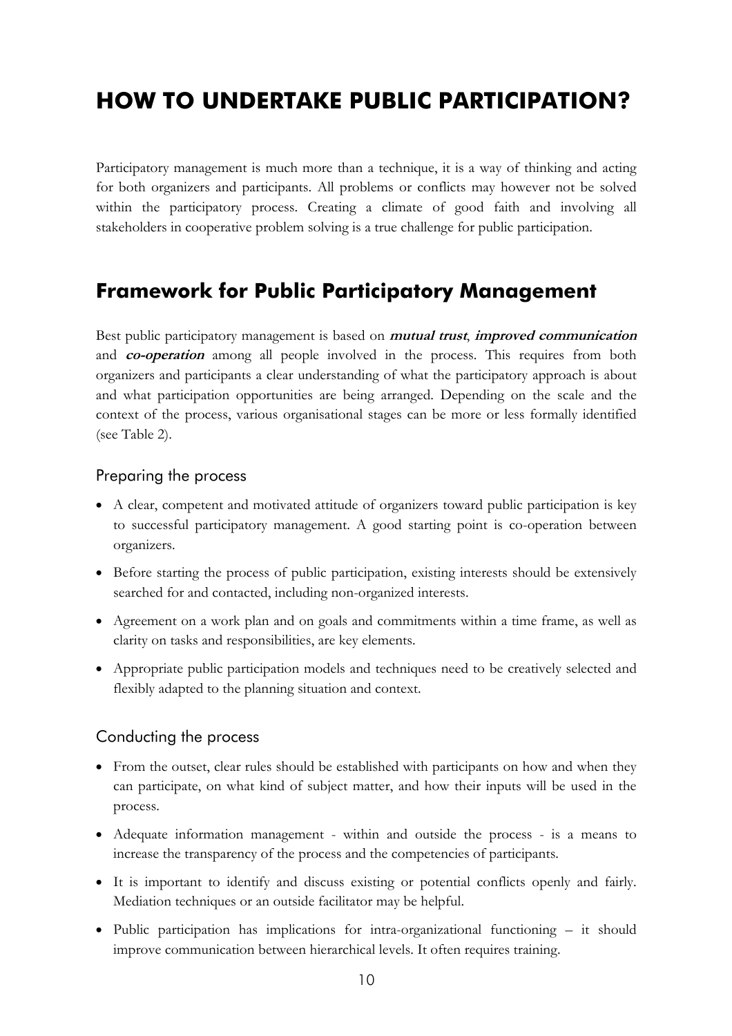# HOW TO UNDERTAKE PUBLIC PARTICIPATION?

Participatory management is much more than a technique, it is a way of thinking and acting for both organizers and participants. All problems or conflicts may however not be solved within the participatory process. Creating a climate of good faith and involving all stakeholders in cooperative problem solving is a true challenge for public participation.

## Framework for Public Participatory Management

Best public participatory management is based on ***mutual trust***, ***improved communication*** and ***co-operation*** among all people involved in the process. This requires from both organizers and participants a clear understanding of what the participatory approach is about and what participation opportunities are being arranged. Depending on the scale and the context of the process, various organisational stages can be more or less formally identified (see Table 2).

### Preparing the process

- A clear, competent and motivated attitude of organizers toward public participation is key to successful participatory management. A good starting point is co-operation between organizers.
- Before starting the process of public participation, existing interests should be extensively searched for and contacted, including non-organized interests.
- Agreement on a work plan and on goals and commitments within a time frame, as well as clarity on tasks and responsibilities, are key elements.
- Appropriate public participation models and techniques need to be creatively selected and flexibly adapted to the planning situation and context.

### Conducting the process

- From the outset, clear rules should be established with participants on how and when they can participate, on what kind of subject matter, and how their inputs will be used in the process.
- Adequate information management - within and outside the process - is a means to increase the transparency of the process and the competencies of participants.
- It is important to identify and discuss existing or potential conflicts openly and fairly. Mediation techniques or an outside facilitator may be helpful.
- Public participation has implications for intra-organizational functioning – it should improve communication between hierarchical levels. It often requires training.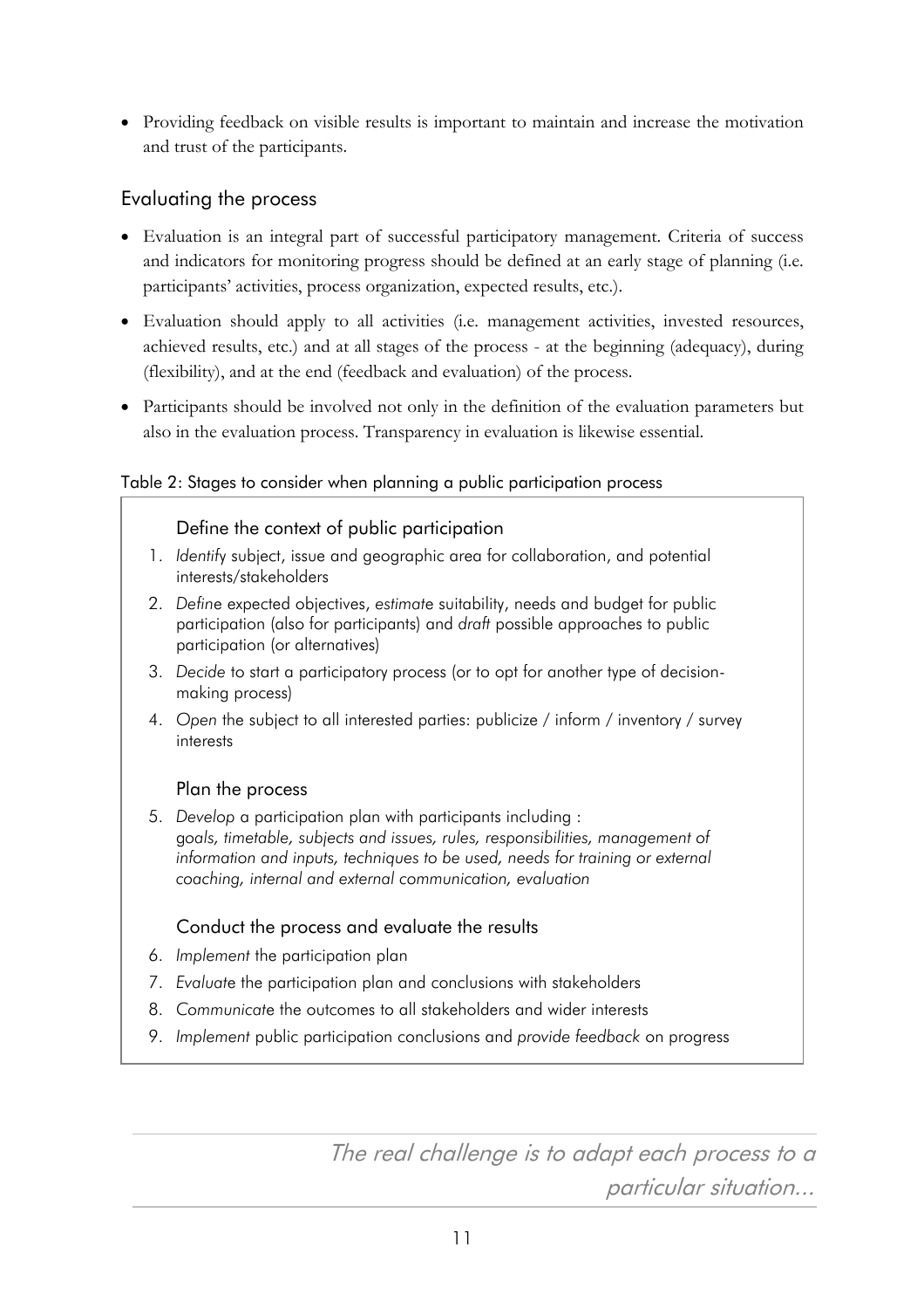- Providing feedback on visible results is important to maintain and increase the motivation and trust of the participants.

## Evaluating the process

- Evaluation is an integral part of successful participatory management. Criteria of success and indicators for monitoring progress should be defined at an early stage of planning (i.e. participants' activities, process organization, expected results, etc.).
- Evaluation should apply to all activities (i.e. management activities, invested resources, achieved results, etc.) and at all stages of the process - at the beginning (adequacy), during (flexibility), and at the end (feedback and evaluation) of the process.
- Participants should be involved not only in the definition of the evaluation parameters but also in the evaluation process. Transparency in evaluation is likewise essential.

Table 2: Stages to consider when planning a public participation process

### Define the context of public participation

1. *Identify* subject, issue and geographic area for collaboration, and potential interests/stakeholders
2. *Define* expected objectives, *estimate* suitability, needs and budget for public participation (also for participants) and *draft* possible approaches to public participation (or alternatives)
3. *Decide* to start a participatory process (or to opt for another type of decision-making process)
4. *Open* the subject to all interested parties: publicize / inform / inventory / survey interests

### Plan the process

5. *Develop* a participation plan with participants including : *goals, timetable, subjects and issues, rules, responsibilities, management of information and inputs, techniques to be used, needs for training or external coaching, internal and external communication, evaluation*

### Conduct the process and evaluate the results

6. *Implement* the participation plan
7. *Evaluate* the participation plan and conclusions with stakeholders
8. *Communicate* the outcomes to all stakeholders and wider interests
9. *Implement* public participation conclusions and *provide feedback* on progress

*The real challenge is to adapt each process to a particular situation...*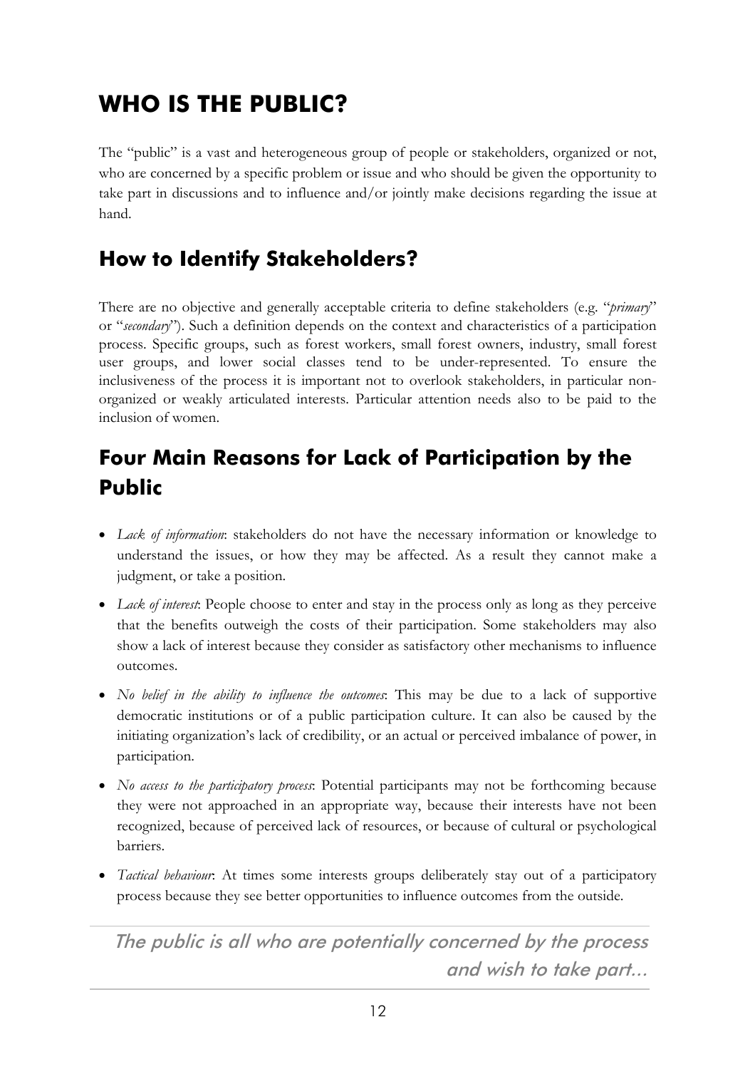# WHO IS THE PUBLIC?

The "public" is a vast and heterogeneous group of people or stakeholders, organized or not, who are concerned by a specific problem or issue and who should be given the opportunity to take part in discussions and to influence and/or jointly make decisions regarding the issue at hand.

## How to Identify Stakeholders?

There are no objective and generally acceptable criteria to define stakeholders (e.g. "*primary*" or "*secondary*"). Such a definition depends on the context and characteristics of a participation process. Specific groups, such as forest workers, small forest owners, industry, small forest user groups, and lower social classes tend to be under-represented. To ensure the inclusiveness of the process it is important not to overlook stakeholders, in particular non-organized or weakly articulated interests. Particular attention needs also to be paid to the inclusion of women.

## Four Main Reasons for Lack of Participation by the Public

- *Lack of information*: stakeholders do not have the necessary information or knowledge to understand the issues, or how they may be affected. As a result they cannot make a judgment, or take a position.
- *Lack of interest*: People choose to enter and stay in the process only as long as they perceive that the benefits outweigh the costs of their participation. Some stakeholders may also show a lack of interest because they consider as satisfactory other mechanisms to influence outcomes.
- *No belief in the ability to influence the outcomes*: This may be due to a lack of supportive democratic institutions or of a public participation culture. It can also be caused by the initiating organization's lack of credibility, or an actual or perceived imbalance of power, in participation.
- *No access to the participatory process*: Potential participants may not be forthcoming because they were not approached in an appropriate way, because their interests have not been recognized, because of perceived lack of resources, or because of cultural or psychological barriers.
- *Tactical behaviour*: At times some interests groups deliberately stay out of a participatory process because they see better opportunities to influence outcomes from the outside.

*The public is all who are potentially concerned by the process and wish to take part...*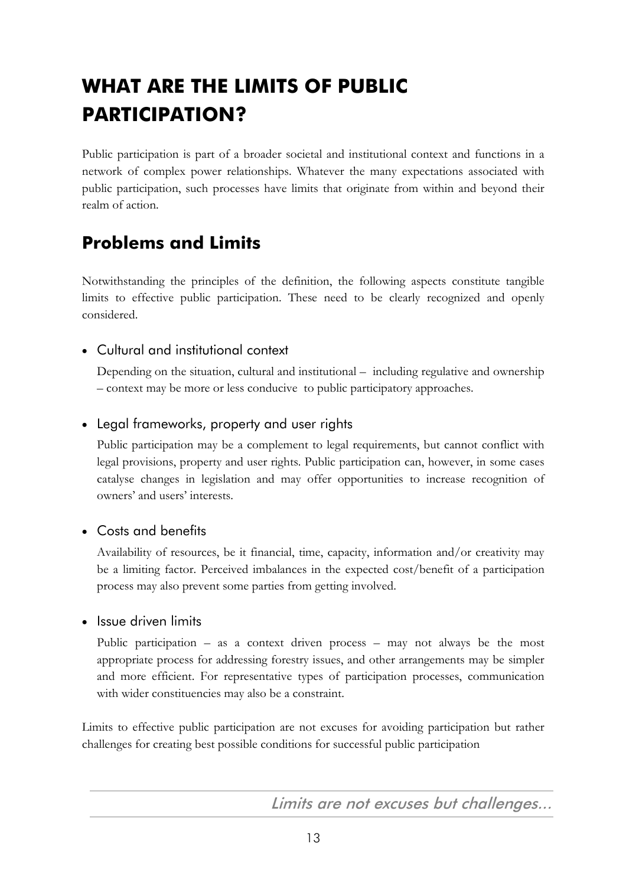# WHAT ARE THE LIMITS OF PUBLIC PARTICIPATION?

Public participation is part of a broader societal and institutional context and functions in a network of complex power relationships. Whatever the many expectations associated with public participation, such processes have limits that originate from within and beyond their realm of action.

## Problems and Limits

Notwithstanding the principles of the definition, the following aspects constitute tangible limits to effective public participation. These need to be clearly recognized and openly considered.

- Cultural and institutional context

  Depending on the situation, cultural and institutional – including regulative and ownership – context may be more or less conducive to public participatory approaches.

- Legal frameworks, property and user rights

  Public participation may be a complement to legal requirements, but cannot conflict with legal provisions, property and user rights. Public participation can, however, in some cases catalyse changes in legislation and may offer opportunities to increase recognition of owners' and users' interests.

- Costs and benefits

  Availability of resources, be it financial, time, capacity, information and/or creativity may be a limiting factor. Perceived imbalances in the expected cost/benefit of a participation process may also prevent some parties from getting involved.

- Issue driven limits

  Public participation – as a context driven process – may not always be the most appropriate process for addressing forestry issues, and other arrangements may be simpler and more efficient. For representative types of participation processes, communication with wider constituencies may also be a constraint.

Limits to effective public participation are not excuses for avoiding participation but rather challenges for creating best possible conditions for successful public participation

*Limits are not excuses but challenges...*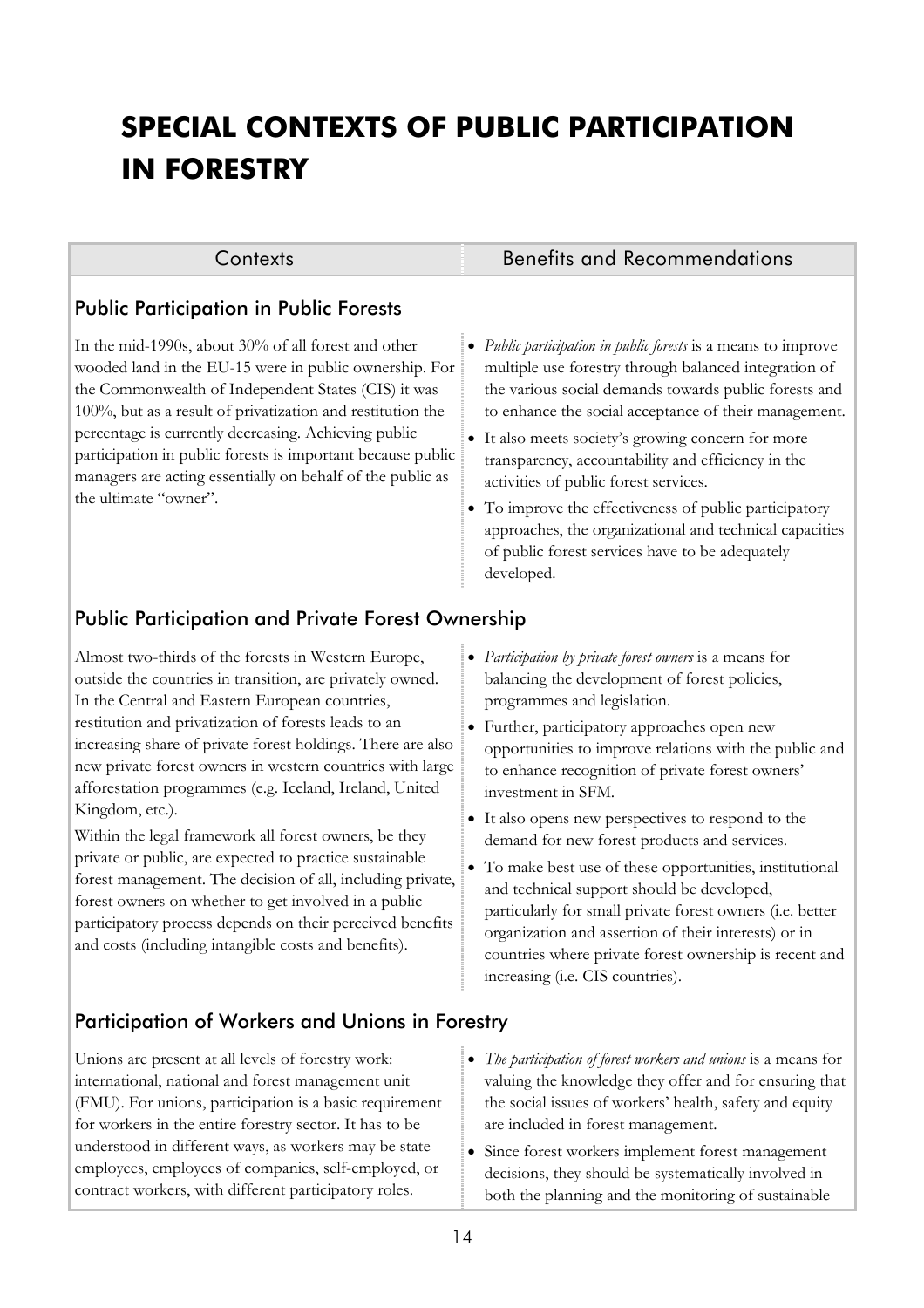# SPECIAL CONTEXTS OF PUBLIC PARTICIPATION IN FORESTRY

| Contexts | Benefits and Recommendations |
| --- | --- |

## Public Participation in Public Forests

In the mid-1990s, about 30% of all forest and other wooded land in the EU-15 were in public ownership. For the Commonwealth of Independent States (CIS) it was 100%, but as a result of privatization and restitution the percentage is currently decreasing. Achieving public participation in public forests is important because public managers are acting essentially on behalf of the public as the ultimate "owner".

- *Public participation in public forests* is a means to improve multiple use forestry through balanced integration of the various social demands towards public forests and to enhance the social acceptance of their management.
- It also meets society's growing concern for more transparency, accountability and efficiency in the activities of public forest services.
- To improve the effectiveness of public participatory approaches, the organizational and technical capacities of public forest services have to be adequately developed.

## Public Participation and Private Forest Ownership

Almost two-thirds of the forests in Western Europe, outside the countries in transition, are privately owned. In the Central and Eastern European countries, restitution and privatization of forests leads to an increasing share of private forest holdings. There are also new private forest owners in western countries with large afforestation programmes (e.g. Iceland, Ireland, United Kingdom, etc.).

Within the legal framework all forest owners, be they private or public, are expected to practice sustainable forest management. The decision of all, including private, forest owners on whether to get involved in a public participatory process depends on their perceived benefits and costs (including intangible costs and benefits).

- *Participation by private forest owners* is a means for balancing the development of forest policies, programmes and legislation.
- Further, participatory approaches open new opportunities to improve relations with the public and to enhance recognition of private forest owners' investment in SFM.
- It also opens new perspectives to respond to the demand for new forest products and services.
- To make best use of these opportunities, institutional and technical support should be developed, particularly for small private forest owners (i.e. better organization and assertion of their interests) or in countries where private forest ownership is recent and increasing (i.e. CIS countries).

## Participation of Workers and Unions in Forestry

Unions are present at all levels of forestry work: international, national and forest management unit (FMU). For unions, participation is a basic requirement for workers in the entire forestry sector. It has to be understood in different ways, as workers may be state employees, employees of companies, self-employed, or contract workers, with different participatory roles.

- *The participation of forest workers and unions* is a means for valuing the knowledge they offer and for ensuring that the social issues of workers' health, safety and equity are included in forest management.
- Since forest workers implement forest management decisions, they should be systematically involved in both the planning and the monitoring of sustainable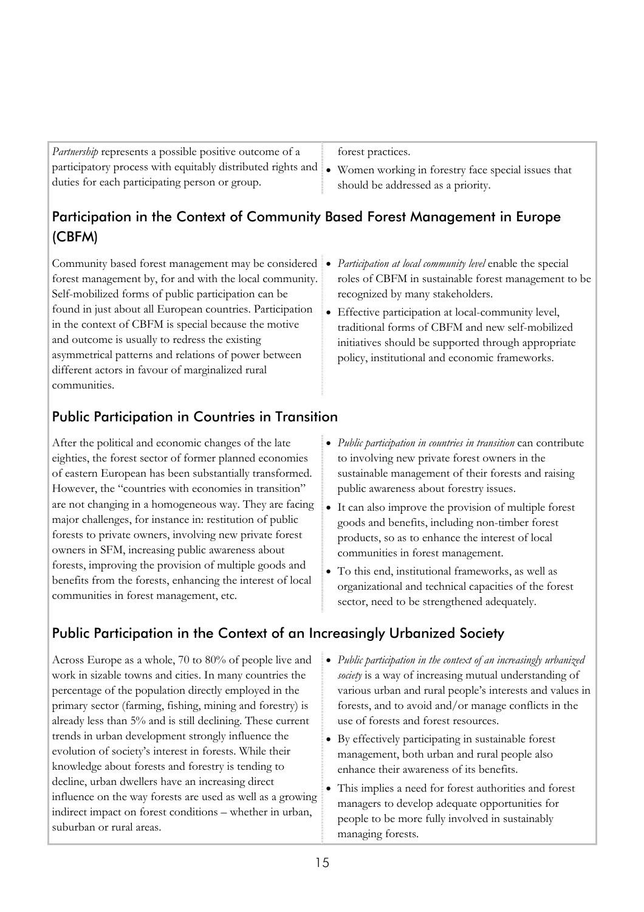*Partnership* represents a possible positive outcome of a participatory process with equitably distributed rights and duties for each participating person or group.

forest practices.

- Women working in forestry face special issues that should be addressed as a priority.

## Participation in the Context of Community Based Forest Management in Europe (CBFM)

Community based forest management may be considered forest management by, for and with the local community. Self-mobilized forms of public participation can be found in just about all European countries. Participation in the context of CBFM is special because the motive and outcome is usually to redress the existing asymmetrical patterns and relations of power between different actors in favour of marginalized rural communities.

- *Participation at local community level* enable the special roles of CBFM in sustainable forest management to be recognized by many stakeholders.
- Effective participation at local-community level, traditional forms of CBFM and new self-mobilized initiatives should be supported through appropriate policy, institutional and economic frameworks.

## Public Participation in Countries in Transition

After the political and economic changes of the late eighties, the forest sector of former planned economies of eastern European has been substantially transformed. However, the "countries with economies in transition" are not changing in a homogeneous way. They are facing major challenges, for instance in: restitution of public forests to private owners, involving new private forest owners in SFM, increasing public awareness about forests, improving the provision of multiple goods and benefits from the forests, enhancing the interest of local communities in forest management, etc.

- *Public participation in countries in transition* can contribute to involving new private forest owners in the sustainable management of their forests and raising public awareness about forestry issues.
- It can also improve the provision of multiple forest goods and benefits, including non-timber forest products, so as to enhance the interest of local communities in forest management.
- To this end, institutional frameworks, as well as organizational and technical capacities of the forest sector, need to be strengthened adequately.

## Public Participation in the Context of an Increasingly Urbanized Society

Across Europe as a whole, 70 to 80% of people live and work in sizable towns and cities. In many countries the percentage of the population directly employed in the primary sector (farming, fishing, mining and forestry) is already less than 5% and is still declining. These current trends in urban development strongly influence the evolution of society's interest in forests. While their knowledge about forests and forestry is tending to decline, urban dwellers have an increasing direct influence on the way forests are used as well as a growing indirect impact on forest conditions – whether in urban, suburban or rural areas.

- *Public participation in the context of an increasingly urbanized society* is a way of increasing mutual understanding of various urban and rural people's interests and values in forests, and to avoid and/or manage conflicts in the use of forests and forest resources.
- By effectively participating in sustainable forest management, both urban and rural people also enhance their awareness of its benefits.
- This implies a need for forest authorities and forest managers to develop adequate opportunities for people to be more fully involved in sustainably managing forests.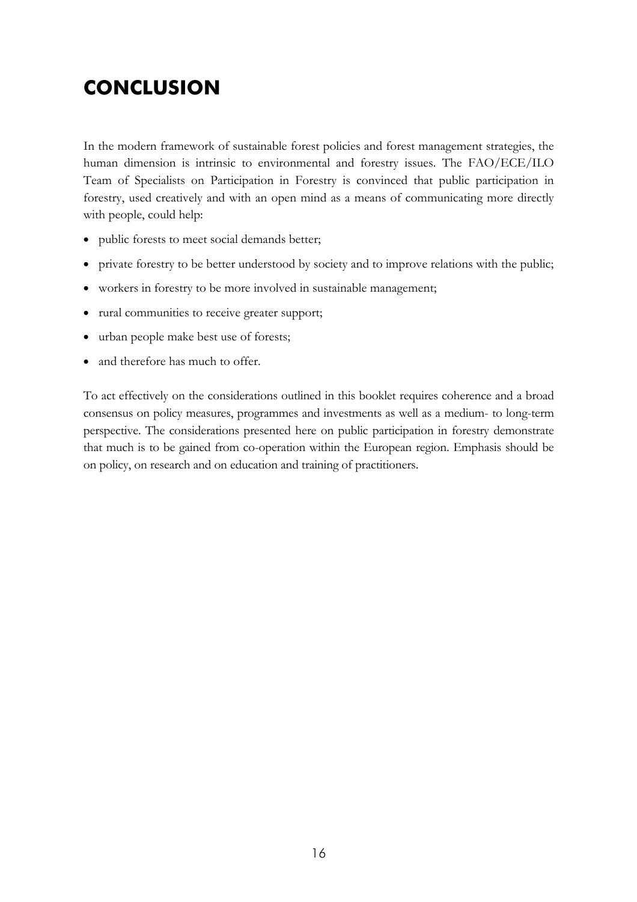# CONCLUSION

In the modern framework of sustainable forest policies and forest management strategies, the human dimension is intrinsic to environmental and forestry issues. The FAO/ECE/ILO Team of Specialists on Participation in Forestry is convinced that public participation in forestry, used creatively and with an open mind as a means of communicating more directly with people, could help:

- public forests to meet social demands better;
- private forestry to be better understood by society and to improve relations with the public;
- workers in forestry to be more involved in sustainable management;
- rural communities to receive greater support;
- urban people make best use of forests;
- and therefore has much to offer.

To act effectively on the considerations outlined in this booklet requires coherence and a broad consensus on policy measures, programmes and investments as well as a medium- to long-term perspective. The considerations presented here on public participation in forestry demonstrate that much is to be gained from co-operation within the European region. Emphasis should be on policy, on research and on education and training of practitioners.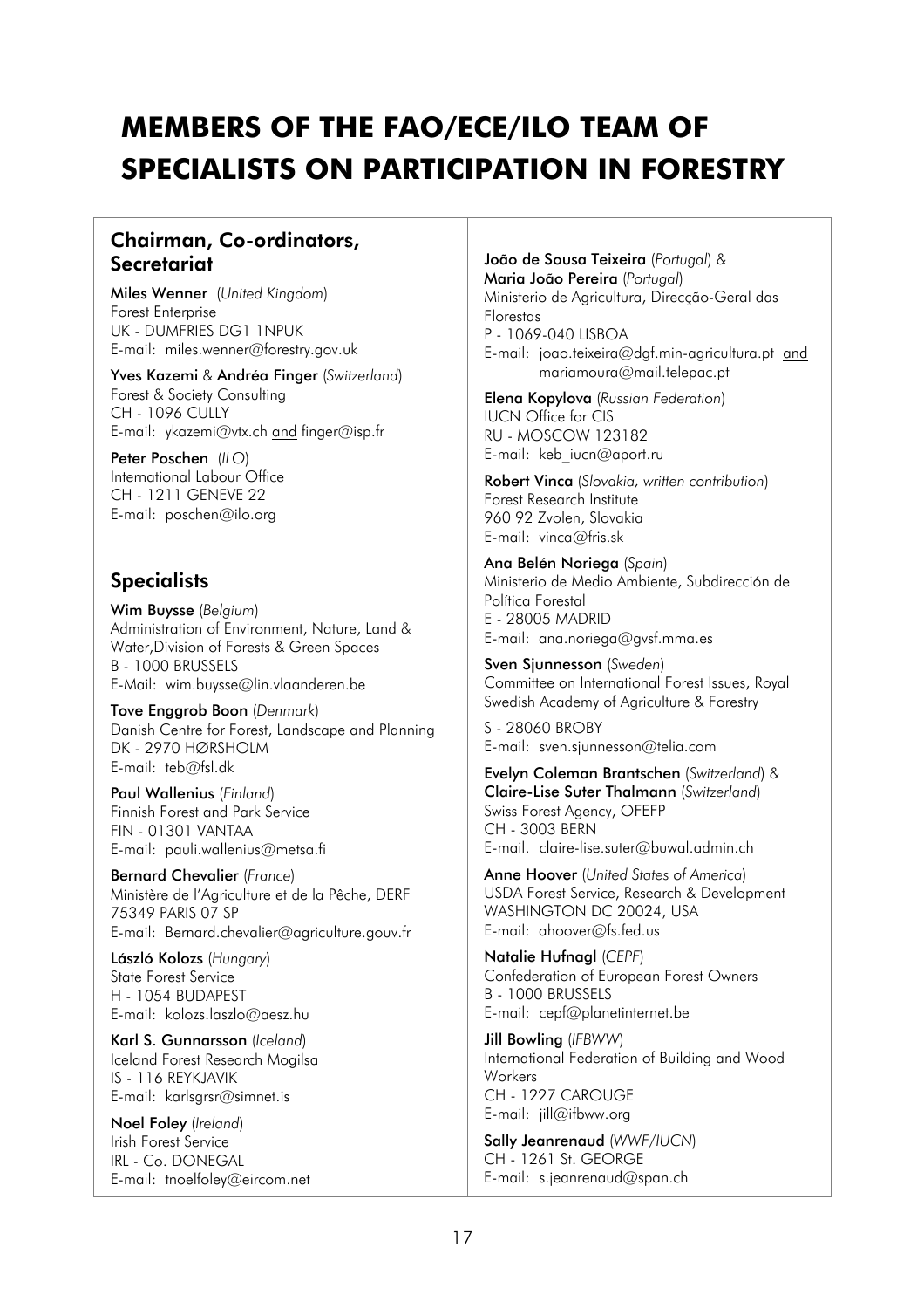# MEMBERS OF THE FAO/ECE/ILO TEAM OF SPECIALISTS ON PARTICIPATION IN FORESTRY

## Chairman, Co-ordinators, Secretariat

**Miles Wenner** (*United Kingdom*)
Forest Enterprise
UK - DUMFRIES DG1 1NPUK
E-mail: miles.wenner@forestry.gov.uk

**Yves Kazemi** & **Andréa Finger** (*Switzerland*)
Forest & Society Consulting
CH - 1096 CULLY
E-mail: ykazemi@vtx.ch and finger@isp.fr

**Peter Poschen** (*ILO*)
International Labour Office
CH - 1211 GENEVE 22
E-mail: poschen@ilo.org

## Specialists

**Wim Buysse** (*Belgium*)
Administration of Environment, Nature, Land & Water,Division of Forests & Green Spaces
B - 1000 BRUSSELS
E-Mail: wim.buysse@lin.vlaanderen.be

**Tove Enggrob Boon** (*Denmark*)
Danish Centre for Forest, Landscape and Planning
DK - 2970 HØRSHOLM
E-mail: teb@fsl.dk

**Paul Wallenius** (*Finland*)
Finnish Forest and Park Service
FIN - 01301 VANTAA
E-mail: pauli.wallenius@metsa.fi

**Bernard Chevalier** (*France*)
Ministère de l'Agriculture et de la Pêche, DERF
75349 PARIS 07 SP
E-mail: Bernard.chevalier@agriculture.gouv.fr

**László Kolozs** (*Hungary*)
State Forest Service
H - 1054 BUDAPEST
E-mail: kolozs.laszlo@aesz.hu

**Karl S. Gunnarsson** (*Iceland*)
Iceland Forest Research Mogilsa
IS - 116 REYKJAVIK
E-mail: karlsgrsr@simnet.is

**Noel Foley** (*Ireland*)
Irish Forest Service
IRL - Co. DONEGAL
E-mail: tnoelfoley@eircom.net

**João de Sousa Teixeira** (*Portugal*) &
**Maria João Pereira** (*Portugal*)
Ministerio de Agricultura, Direcção-Geral das Florestas
P - 1069-040 LISBOA
E-mail: joao.teixeira@dgf.min-agricultura.pt and mariamoura@mail.telepac.pt

**Elena Kopylova** (*Russian Federation*)
IUCN Office for CIS
RU - MOSCOW 123182
E-mail: keb_iucn@aport.ru

**Robert Vinca** (*Slovakia, written contribution*)
Forest Research Institute
960 92 Zvolen, Slovakia
E-mail: vinca@fris.sk

**Ana Belén Noriega** (*Spain*)
Ministerio de Medio Ambiente, Subdirección de Política Forestal
E - 28005 MADRID
E-mail: ana.noriega@gvsf.mma.es

**Sven Sjunnesson** (*Sweden*)
Committee on International Forest Issues, Royal Swedish Academy of Agriculture & Forestry

S - 28060 BROBY
E-mail: sven.sjunnesson@telia.com

**Evelyn Coleman Brantschen** (*Switzerland*) &
**Claire-Lise Suter Thalmann** (*Switzerland*)
Swiss Forest Agency, OFEFP
CH - 3003 BERN
E-mail. claire-lise.suter@buwal.admin.ch

**Anne Hoover** (*United States of America*)
USDA Forest Service, Research & Development
WASHINGTON DC 20024, USA
E-mail: ahoover@fs.fed.us

**Natalie Hufnagl** (*CEPF*)
Confederation of European Forest Owners
B - 1000 BRUSSELS
E-mail: cepf@planetinternet.be

**Jill Bowling** (*IFBWW*)
International Federation of Building and Wood Workers
CH - 1227 CAROUGE
E-mail: jill@ifbww.org

**Sally Jeanrenaud** (*WWF/IUCN*)
CH - 1261 St. GEORGE
E-mail: s.jeanrenaud@span.ch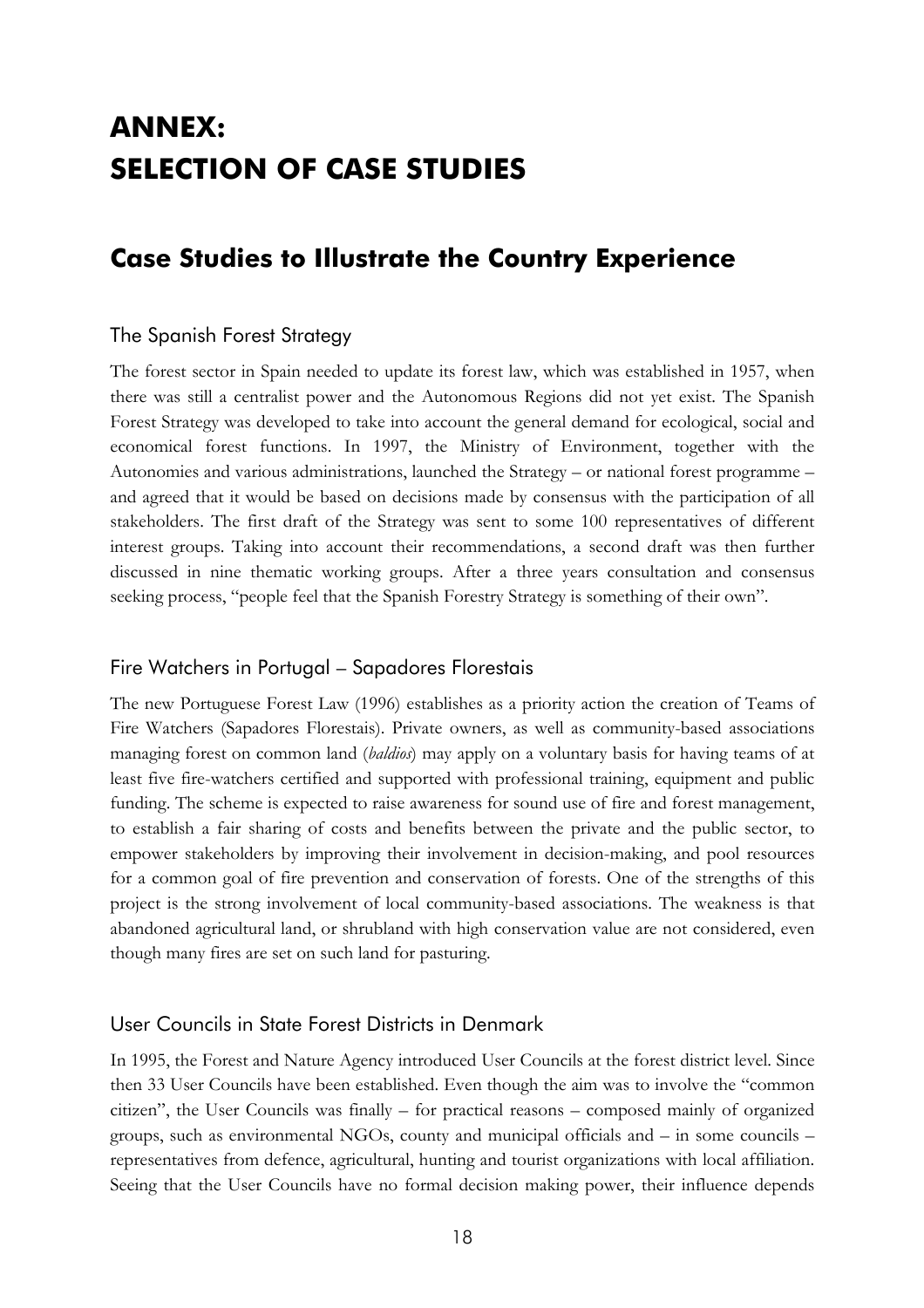# ANNEX: SELECTION OF CASE STUDIES

## Case Studies to Illustrate the Country Experience

### The Spanish Forest Strategy

The forest sector in Spain needed to update its forest law, which was established in 1957, when there was still a centralist power and the Autonomous Regions did not yet exist. The Spanish Forest Strategy was developed to take into account the general demand for ecological, social and economical forest functions. In 1997, the Ministry of Environment, together with the Autonomies and various administrations, launched the Strategy – or national forest programme – and agreed that it would be based on decisions made by consensus with the participation of all stakeholders. The first draft of the Strategy was sent to some 100 representatives of different interest groups. Taking into account their recommendations, a second draft was then further discussed in nine thematic working groups. After a three years consultation and consensus seeking process, "people feel that the Spanish Forestry Strategy is something of their own".

### Fire Watchers in Portugal – Sapadores Florestais

The new Portuguese Forest Law (1996) establishes as a priority action the creation of Teams of Fire Watchers (Sapadores Florestais). Private owners, as well as community-based associations managing forest on common land (*baldios*) may apply on a voluntary basis for having teams of at least five fire-watchers certified and supported with professional training, equipment and public funding. The scheme is expected to raise awareness for sound use of fire and forest management, to establish a fair sharing of costs and benefits between the private and the public sector, to empower stakeholders by improving their involvement in decision-making, and pool resources for a common goal of fire prevention and conservation of forests. One of the strengths of this project is the strong involvement of local community-based associations. The weakness is that abandoned agricultural land, or shrubland with high conservation value are not considered, even though many fires are set on such land for pasturing.

### User Councils in State Forest Districts in Denmark

In 1995, the Forest and Nature Agency introduced User Councils at the forest district level. Since then 33 User Councils have been established. Even though the aim was to involve the "common citizen", the User Councils was finally – for practical reasons – composed mainly of organized groups, such as environmental NGOs, county and municipal officials and – in some councils – representatives from defence, agricultural, hunting and tourist organizations with local affiliation. Seeing that the User Councils have no formal decision making power, their influence depends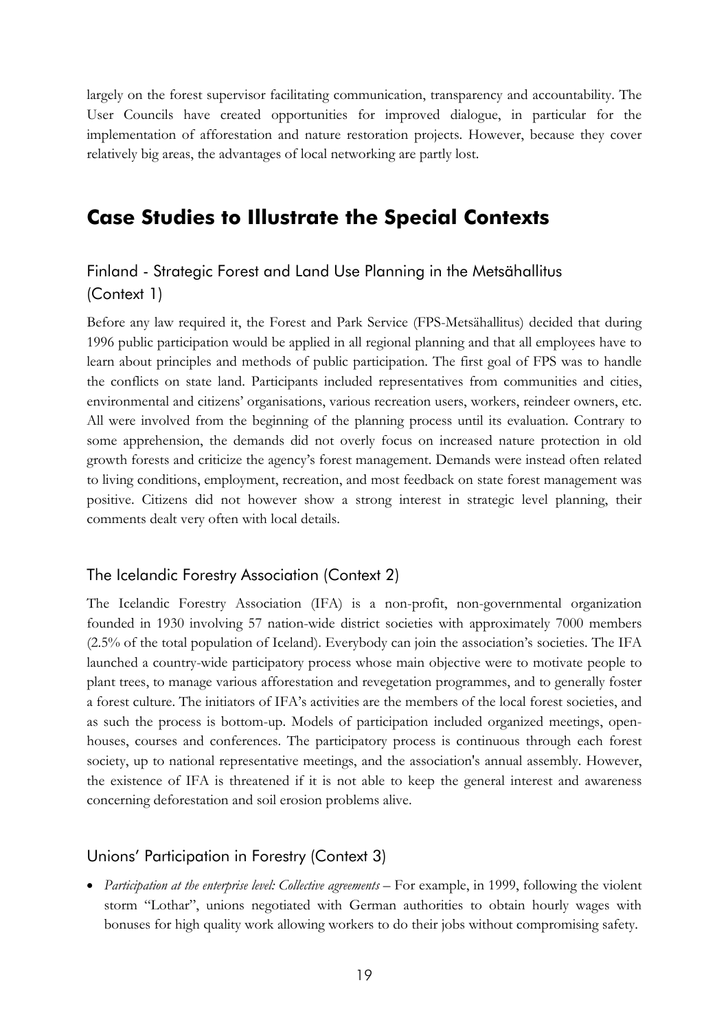largely on the forest supervisor facilitating communication, transparency and accountability. The User Councils have created opportunities for improved dialogue, in particular for the implementation of afforestation and nature restoration projects. However, because they cover relatively big areas, the advantages of local networking are partly lost.

# Case Studies to Illustrate the Special Contexts

## Finland - Strategic Forest and Land Use Planning in the Metsähallitus (Context 1)

Before any law required it, the Forest and Park Service (FPS-Metsähallitus) decided that during 1996 public participation would be applied in all regional planning and that all employees have to learn about principles and methods of public participation. The first goal of FPS was to handle the conflicts on state land. Participants included representatives from communities and cities, environmental and citizens' organisations, various recreation users, workers, reindeer owners, etc. All were involved from the beginning of the planning process until its evaluation. Contrary to some apprehension, the demands did not overly focus on increased nature protection in old growth forests and criticize the agency's forest management. Demands were instead often related to living conditions, employment, recreation, and most feedback on state forest management was positive. Citizens did not however show a strong interest in strategic level planning, their comments dealt very often with local details.

## The Icelandic Forestry Association (Context 2)

The Icelandic Forestry Association (IFA) is a non-profit, non-governmental organization founded in 1930 involving 57 nation-wide district societies with approximately 7000 members (2.5% of the total population of Iceland). Everybody can join the association's societies. The IFA launched a country-wide participatory process whose main objective were to motivate people to plant trees, to manage various afforestation and revegetation programmes, and to generally foster a forest culture. The initiators of IFA's activities are the members of the local forest societies, and as such the process is bottom-up. Models of participation included organized meetings, open-houses, courses and conferences. The participatory process is continuous through each forest society, up to national representative meetings, and the association's annual assembly. However, the existence of IFA is threatened if it is not able to keep the general interest and awareness concerning deforestation and soil erosion problems alive.

## Unions' Participation in Forestry (Context 3)

- *Participation at the enterprise level: Collective agreements* – For example, in 1999, following the violent storm "Lothar", unions negotiated with German authorities to obtain hourly wages with bonuses for high quality work allowing workers to do their jobs without compromising safety.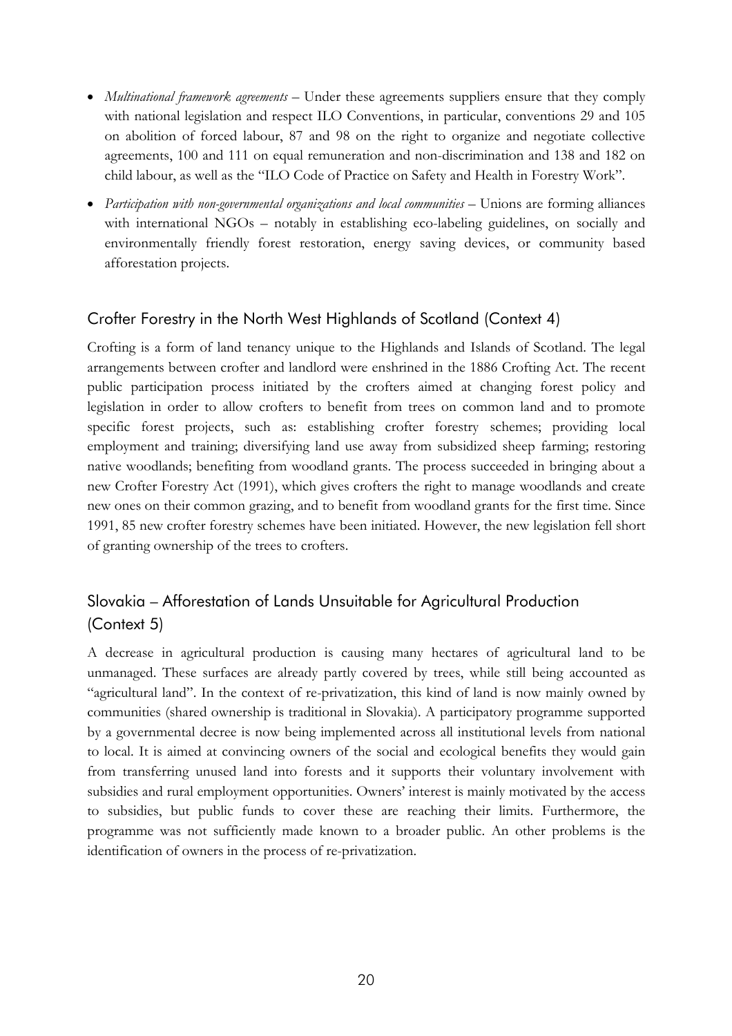- *Multinational framework agreements* – Under these agreements suppliers ensure that they comply with national legislation and respect ILO Conventions, in particular, conventions 29 and 105 on abolition of forced labour, 87 and 98 on the right to organize and negotiate collective agreements, 100 and 111 on equal remuneration and non-discrimination and 138 and 182 on child labour, as well as the "ILO Code of Practice on Safety and Health in Forestry Work".
- *Participation with non-governmental organizations and local communities* – Unions are forming alliances with international NGOs – notably in establishing eco-labeling guidelines, on socially and environmentally friendly forest restoration, energy saving devices, or community based afforestation projects.

## Crofter Forestry in the North West Highlands of Scotland (Context 4)

Crofting is a form of land tenancy unique to the Highlands and Islands of Scotland. The legal arrangements between crofter and landlord were enshrined in the 1886 Crofting Act. The recent public participation process initiated by the crofters aimed at changing forest policy and legislation in order to allow crofters to benefit from trees on common land and to promote specific forest projects, such as: establishing crofter forestry schemes; providing local employment and training; diversifying land use away from subsidized sheep farming; restoring native woodlands; benefiting from woodland grants. The process succeeded in bringing about a new Crofter Forestry Act (1991), which gives crofters the right to manage woodlands and create new ones on their common grazing, and to benefit from woodland grants for the first time. Since 1991, 85 new crofter forestry schemes have been initiated. However, the new legislation fell short of granting ownership of the trees to crofters.

## Slovakia – Afforestation of Lands Unsuitable for Agricultural Production (Context 5)

A decrease in agricultural production is causing many hectares of agricultural land to be unmanaged. These surfaces are already partly covered by trees, while still being accounted as "agricultural land". In the context of re-privatization, this kind of land is now mainly owned by communities (shared ownership is traditional in Slovakia). A participatory programme supported by a governmental decree is now being implemented across all institutional levels from national to local. It is aimed at convincing owners of the social and ecological benefits they would gain from transferring unused land into forests and it supports their voluntary involvement with subsidies and rural employment opportunities. Owners' interest is mainly motivated by the access to subsidies, but public funds to cover these are reaching their limits. Furthermore, the programme was not sufficiently made known to a broader public. An other problems is the identification of owners in the process of re-privatization.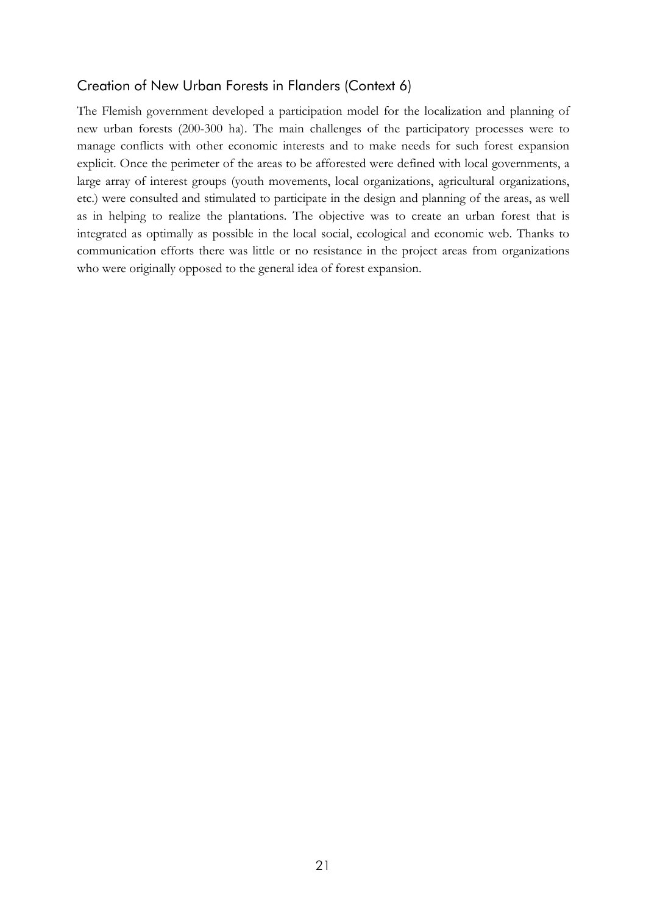### Creation of New Urban Forests in Flanders (Context 6)

The Flemish government developed a participation model for the localization and planning of new urban forests (200-300 ha). The main challenges of the participatory processes were to manage conflicts with other economic interests and to make needs for such forest expansion explicit. Once the perimeter of the areas to be afforested were defined with local governments, a large array of interest groups (youth movements, local organizations, agricultural organizations, etc.) were consulted and stimulated to participate in the design and planning of the areas, as well as in helping to realize the plantations. The objective was to create an urban forest that is integrated as optimally as possible in the local social, ecological and economic web. Thanks to communication efforts there was little or no resistance in the project areas from organizations who were originally opposed to the general idea of forest expansion.